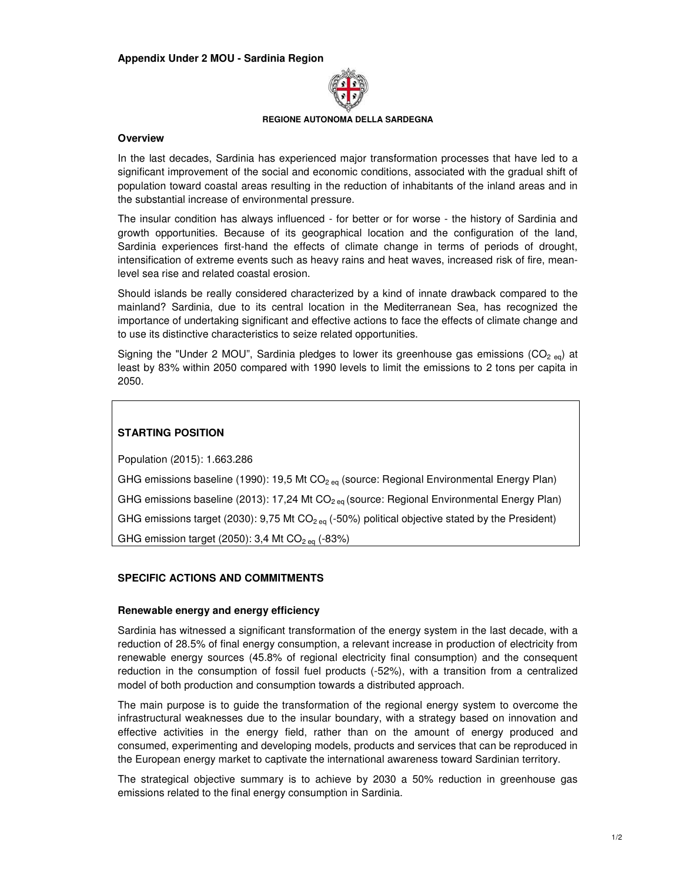**Appendix Under 2 MOU - Sardinia Region**

**REGIONE AUTONOMA DELLA SARDEGNA**

### Overview

In the last decades, Sardinia has experienced major transformation processes that have led to a significant improvement of the social and economic conditions, associated with the gradual shift of population toward coastal areas resulting in the reduction of inhabitants of the inland areas and in the substantial increase of environmental pressure.

The insular condition has always influenced - for better or for worse - the history of Sardinia and growth opportunities. Because of its geographical location and the configuration of the land, Sardinia experiences first-hand the effects of climate change in terms of periods of drought, intensification of extreme events such as heavy rains and heat waves, increased risk of fire, mean-level sea rise and related coastal erosion.

Should islands be really considered characterized by a kind of innate drawback compared to the mainland? Sardinia, due to its central location in the Mediterranean Sea, has recognized the importance of undertaking significant and effective actions to face the effects of climate change and to use its distinctive characteristics to seize related opportunities.

Signing the "Under 2 MOU", Sardinia pledges to lower its greenhouse gas emissions ($CO_{2\ eq}$) at least by 83% within 2050 compared with 1990 levels to limit the emissions to 2 tons per capita in 2050.

### STARTING POSITION

Population (2015): 1.663.286

GHG emissions baseline (1990): 19,5 Mt $CO_{2\ eq}$ (source: Regional Environmental Energy Plan)

GHG emissions baseline (2013): 17,24 Mt $CO_{2\ eq}$ (source: Regional Environmental Energy Plan)

GHG emissions target (2030): 9,75 Mt $CO_{2\ eq}$ (-50%) political objective stated by the President)

GHG emission target (2050): 3,4 Mt $CO_{2\ eq}$ (-83%)

### SPECIFIC ACTIONS AND COMMITMENTS

#### Renewable energy and energy efficiency

Sardinia has witnessed a significant transformation of the energy system in the last decade, with a reduction of 28.5% of final energy consumption, a relevant increase in production of electricity from renewable energy sources (45.8% of regional electricity final consumption) and the consequent reduction in the consumption of fossil fuel products (-52%), with a transition from a centralized model of both production and consumption towards a distributed approach.

The main purpose is to guide the transformation of the regional energy system to overcome the infrastructural weaknesses due to the insular boundary, with a strategy based on innovation and effective activities in the energy field, rather than on the amount of energy produced and consumed, experimenting and developing models, products and services that can be reproduced in the European energy market to captivate the international awareness toward Sardinian territory.

The strategical objective summary is to achieve by 2030 a 50% reduction in greenhouse gas emissions related to the final energy consumption in Sardinia.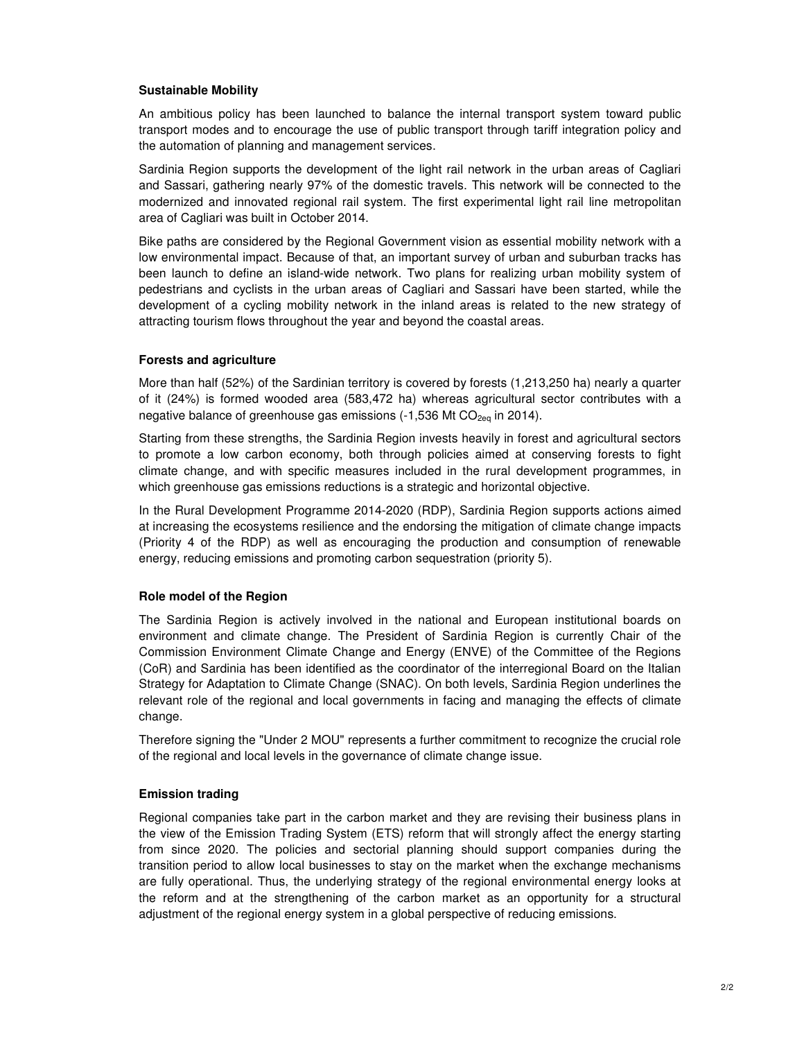**Sustainable Mobility**

An ambitious policy has been launched to balance the internal transport system toward public transport modes and to encourage the use of public transport through tariff integration policy and the automation of planning and management services.

Sardinia Region supports the development of the light rail network in the urban areas of Cagliari and Sassari, gathering nearly 97% of the domestic travels. This network will be connected to the modernized and innovated regional rail system. The first experimental light rail line metropolitan area of Cagliari was built in October 2014.

Bike paths are considered by the Regional Government vision as essential mobility network with a low environmental impact. Because of that, an important survey of urban and suburban tracks has been launch to define an island-wide network. Two plans for realizing urban mobility system of pedestrians and cyclists in the urban areas of Cagliari and Sassari have been started, while the development of a cycling mobility network in the inland areas is related to the new strategy of attracting tourism flows throughout the year and beyond the coastal areas.

**Forests and agriculture**

More than half (52%) of the Sardinian territory is covered by forests (1,213,250 ha) nearly a quarter of it (24%) is formed wooded area (583,472 ha) whereas agricultural sector contributes with a negative balance of greenhouse gas emissions (-1,536 Mt $CO_{2eq}$ in 2014).

Starting from these strengths, the Sardinia Region invests heavily in forest and agricultural sectors to promote a low carbon economy, both through policies aimed at conserving forests to fight climate change, and with specific measures included in the rural development programmes, in which greenhouse gas emissions reductions is a strategic and horizontal objective.

In the Rural Development Programme 2014-2020 (RDP), Sardinia Region supports actions aimed at increasing the ecosystems resilience and the endorsing the mitigation of climate change impacts (Priority 4 of the RDP) as well as encouraging the production and consumption of renewable energy, reducing emissions and promoting carbon sequestration (priority 5).

**Role model of the Region**

The Sardinia Region is actively involved in the national and European institutional boards on environment and climate change. The President of Sardinia Region is currently Chair of the Commission Environment Climate Change and Energy (ENVE) of the Committee of the Regions (CoR) and Sardinia has been identified as the coordinator of the interregional Board on the Italian Strategy for Adaptation to Climate Change (SNAC). On both levels, Sardinia Region underlines the relevant role of the regional and local governments in facing and managing the effects of climate change.

Therefore signing the "Under 2 MOU" represents a further commitment to recognize the crucial role of the regional and local levels in the governance of climate change issue.

**Emission trading**

Regional companies take part in the carbon market and they are revising their business plans in the view of the Emission Trading System (ETS) reform that will strongly affect the energy starting from since 2020. The policies and sectorial planning should support companies during the transition period to allow local businesses to stay on the market when the exchange mechanisms are fully operational. Thus, the underlying strategy of the regional environmental energy looks at the reform and at the strengthening of the carbon market as an opportunity for a structural adjustment of the regional energy system in a global perspective of reducing emissions.